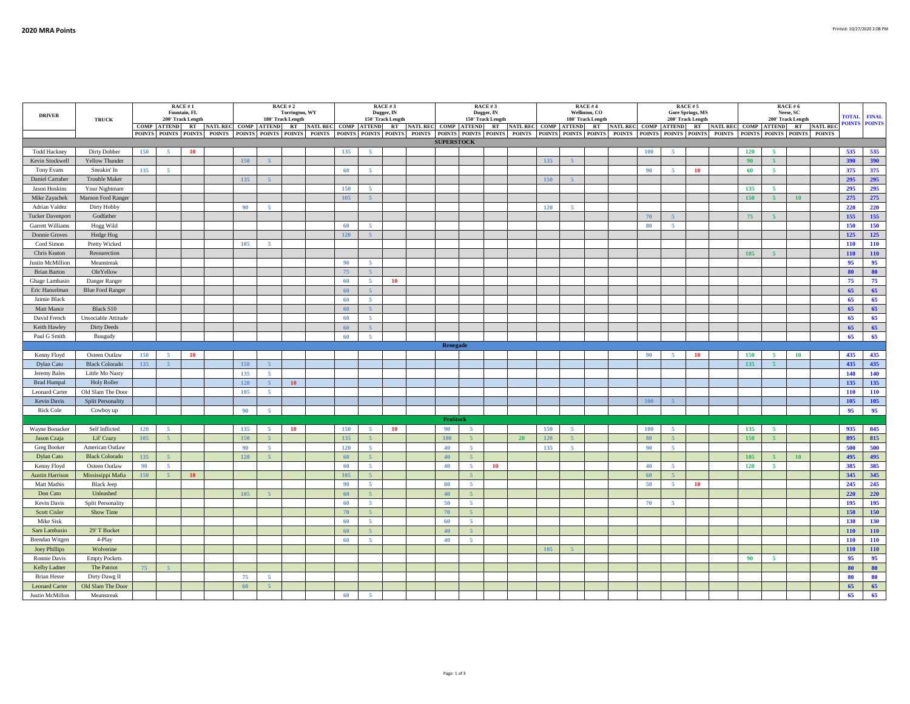# 2020 MRA Points

| DRIVER | TRUCK | RACE # 1 Fountain, FL 200' Track Length | | | | RACE # 2 Torrington, WY 180' Track Length | | | | RACE # 3 Dugger, IN 150' Track Length | | | | RACE # 3 Dugger, IN 150' Track Length | | | | RACE # 4 Wellinton, CO 180' Track Length | | | | RACE # 5 Gore Springs, MS 200' Track Length | | | | RACE # 6 Neese, SC 200' Track Length | | | | TOTAL POINTS | FINAL POINTS |
|---|---|---|---|---|---|---|---|---|---|---|---|---|---|---|---|---|---|---|---|---|---|---|---|---|---|---|---|---|---|---|---|
| | | COMP POINTS | ATTEND POINTS | RT POINTS | NATL REC POINTS | COMP POINTS | ATTEND POINTS | RT POINTS | NATL REC POINTS | COMP POINTS | ATTEND POINTS | RT POINTS | NATL REC POINTS | COMP POINTS | ATTEND POINTS | RT POINTS | NATL REC POINTS | COMP POINTS | ATTEND POINTS | RT POINTS | NATL REC POINTS | COMP POINTS | ATTEND POINTS | RT POINTS | NATL REC POINTS | COMP POINTS | ATTEND POINTS | RT POINTS | NATL REC POINTS | | |
| **SUPERSTOCK** | | | | | | | | | | | | | | | | | | | | | | | | | | | | | | | |
| Todd Hackney | Dirty Dobber | 150 | 5 | 10 | | | | | | 135 | 5 | | | | | | | | | | | 100 | 5 | | | 120 | 5 | | | 535 | 535 |
| Kevin Stockwell | Yellow Thunder | | | | | 150 | 5 | | | | | | | | | | | 135 | 5 | | | | | | | 90 | 5 | | | 390 | 390 |
| Tony Evans | Sneakin' In | 135 | 5 | | | | | | | 60 | 5 | | | | | | | | | | | 90 | 5 | 10 | | 60 | 5 | | | 375 | 375 |
| Daniel Carraher | Trouble Maker | | | | | 135 | 5 | | | | | | | | | | | 150 | 5 | | | | | | | | | | | 295 | 295 |
| Jason Hoskins | Your Nightmare | | | | | | | | | 150 | 5 | | | | | | | | | | | | | | | 135 | 5 | | | 295 | 295 |
| Mike Zayachek | Maroon Ford Ranger | | | | | | | | | 105 | 5 | | | | | | | | | | | | | | | 150 | 5 | 10 | | 275 | 275 |
| Adrian Valdez | Dirty Hobby | | | | | 90 | 5 | | | | | | | | | | | 120 | 5 | | | | | | | | | | | 220 | 220 |
| Tucker Davenport | Godfather | | | | | | | | | | | | | | | | | | | | | 70 | 5 | | | 75 | 5 | | | 155 | 155 |
| Garrett Williams | Hogg Wild | | | | | | | | | 60 | 5 | | | | | | | | | | | 80 | 5 | | | | | | | 150 | 150 |
| Donnie Groves | Hedge Hog | | | | | | | | | 120 | 5 | | | | | | | | | | | | | | | | | | | 125 | 125 |
| Cord Simon | Pretty Wicked | | | | | 105 | 5 | | | | | | | | | | | | | | | | | | | | | | | 110 | 110 |
| Chris Keaton | Ressurection | | | | | | | | | | | | | | | | | | | | | | | | | 105 | 5 | | | 110 | 110 |
| Justin McMillion | Meanstreak | | | | | | | | | 90 | 5 | | | | | | | | | | | | | | | | | | | 95 | 95 |
| Brian Barton | OleYellow | | | | | | | | | 75 | 5 | | | | | | | | | | | | | | | | | | | 80 | 80 |
| Ghage Lambasio | Danger Ranger | | | | | | | | | 60 | 5 | 10 | | | | | | | | | | | | | | | | | | 75 | 75 |
| Eric Hanselman | Blue Ford Ranger | | | | | | | | | 60 | 5 | | | | | | | | | | | | | | | | | | | 65 | 65 |
| Jaimie Black | | | | | | | | | | 60 | 5 | | | | | | | | | | | | | | | | | | | 65 | 65 |
| Matt Mance | Black S10 | | | | | | | | | 60 | 5 | | | | | | | | | | | | | | | | | | | 65 | 65 |
| David French | Unsociable Attitude | | | | | | | | | 60 | 5 | | | | | | | | | | | | | | | | | | | 65 | 65 |
| Keith Hawley | Dirty Deeds | | | | | | | | | 60 | 5 | | | | | | | | | | | | | | | | | | | 65 | 65 |
| Paul G Smith | Buugudy | | | | | | | | | 60 | 5 | | | | | | | | | | | | | | | | | | | 65 | 65 |
| **Renegade** | | | | | | | | | | | | | | | | | | | | | | | | | | | | | | | |
| Kenny Floyd | Osteen Outlaw | 150 | 5 | 10 | | | | | | | | | | | | | | | | | | 90 | 5 | 10 | | 150 | 5 | 10 | | 435 | 435 |
| Dylan Cato | Black Colorado | 135 | 5 | | | 150 | 5 | | | | | | | | | | | | | | | | | | | 135 | 5 | | | 435 | 435 |
| Jeremy Bales | Little Mo Nasty | | | | | 135 | 5 | | | | | | | | | | | | | | | | | | | | | | | 140 | 140 |
| Brad Humpal | Holy Roller | | | | | 120 | 5 | 10 | | | | | | | | | | | | | | | | | | | | | | 135 | 135 |
| Leonard Carter | Old Slam The Door | | | | | 105 | 5 | | | | | | | | | | | | | | | | | | | | | | | 110 | 110 |
| Kevin Davis | Split Personality | | | | | | | | | | | | | | | | | | | | | 100 | 5 | | | | | | | 105 | 105 |
| Rick Cole | Cowboy up | | | | | 90 | 5 | | | | | | | | | | | | | | | | | | | | | | | 95 | 95 |
| **ProStock** | | | | | | | | | | | | | | | | | | | | | | | | | | | | | | | |
| Wayne Bonacker | Self Inflicted | 120 | 5 | | | 135 | 5 | 10 | | 150 | 5 | 10 | | 90 | 5 | | | 150 | 5 | | | 100 | 5 | | | 135 | 5 | | | 935 | 845 |
| Jason Czaja | Lil' Crazy | 105 | 5 | | | 150 | 5 | | | 135 | 5 | | | 100 | 5 | | 20 | 120 | 5 | | | 80 | 5 | | | 150 | 5 | | | 895 | 815 |
| Greg Booker | American Outlaw | | | | | 90 | 5 | | | 120 | 5 | | | 40 | 5 | | | 135 | 5 | | | 90 | 5 | | | | | | | 500 | 500 |
| Dylan Cato | Black Colorado | 135 | 5 | | | 120 | 5 | | | 60 | 5 | | | 40 | 5 | | | | | | | | | | | 105 | 5 | 10 | | 495 | 495 |
| Kenny Floyd | Osteen Outlaw | 90 | 5 | | | | | | | 60 | 5 | | | 40 | 5 | 10 | | | | | | 40 | 5 | | | 120 | 5 | | | 385 | 385 |
| Austin Harrison | Mississippi Mafia | 150 | 5 | 10 | | | | | | 105 | 5 | | | | 5 | | | | | | | 60 | 5 | | | | | | | 345 | 345 |
| Matt Mathis | Black Jeep | | | | | | | | | 90 | 5 | | | 80 | 5 | | | | | | | 50 | 5 | 10 | | | | | | 245 | 245 |
| Don Cato | Unleashed | | | | | 105 | 5 | | | 60 | 5 | | | 40 | 5 | | | | | | | | | | | | | | | 220 | 220 |
| Kevin Davis | Split Personality | | | | | | | | | 60 | 5 | | | 50 | 5 | | | | | | | 70 | 5 | | | | | | | 195 | 195 |
| Scott Cisler | Show Time | | | | | | | | | 70 | 5 | | | 70 | 5 | | | | | | | | | | | | | | | 150 | 150 |
| Mike Sisk | | | | | | | | | | 60 | 5 | | | 60 | 5 | | | | | | | | | | | | | | | 130 | 130 |
| Sam Lambasio | 29' T Bucket | | | | | | | | | 60 | 5 | | | 40 | 5 | | | | | | | | | | | | | | | 110 | 110 |
| Brendan Witgen | 4-Play | | | | | | | | | 60 | 5 | | | 40 | 5 | | | | | | | | | | | | | | | 110 | 110 |
| Joey Phillips | Wolverine | | | | | | | | | | | | | | | | | 105 | 5 | | | | | | | | | | | 110 | 110 |
| Ronnie Davis | Empty Pockets | | | | | | | | | | | | | | | | | | | | | | | | | 90 | 5 | | | 95 | 95 |
| Kelby Ladner | The Patriot | 75 | 5 | | | | | | | | | | | | | | | | | | | | | | | | | | | 80 | 80 |
| Brian Hesse | Dirty Dawg II | | | | | 75 | 5 | | | | | | | | | | | | | | | | | | | | | | | 80 | 80 |
| Leonard Carter | Old Slam The Door | | | | | 60 | 5 | | | | | | | | | | | | | | | | | | | | | | | 65 | 65 |
| Justin McMillon | Meanstreak | | | | | | | | | 60 | 5 | | | | | | | | | | | | | | | | | | | 65 | 65 |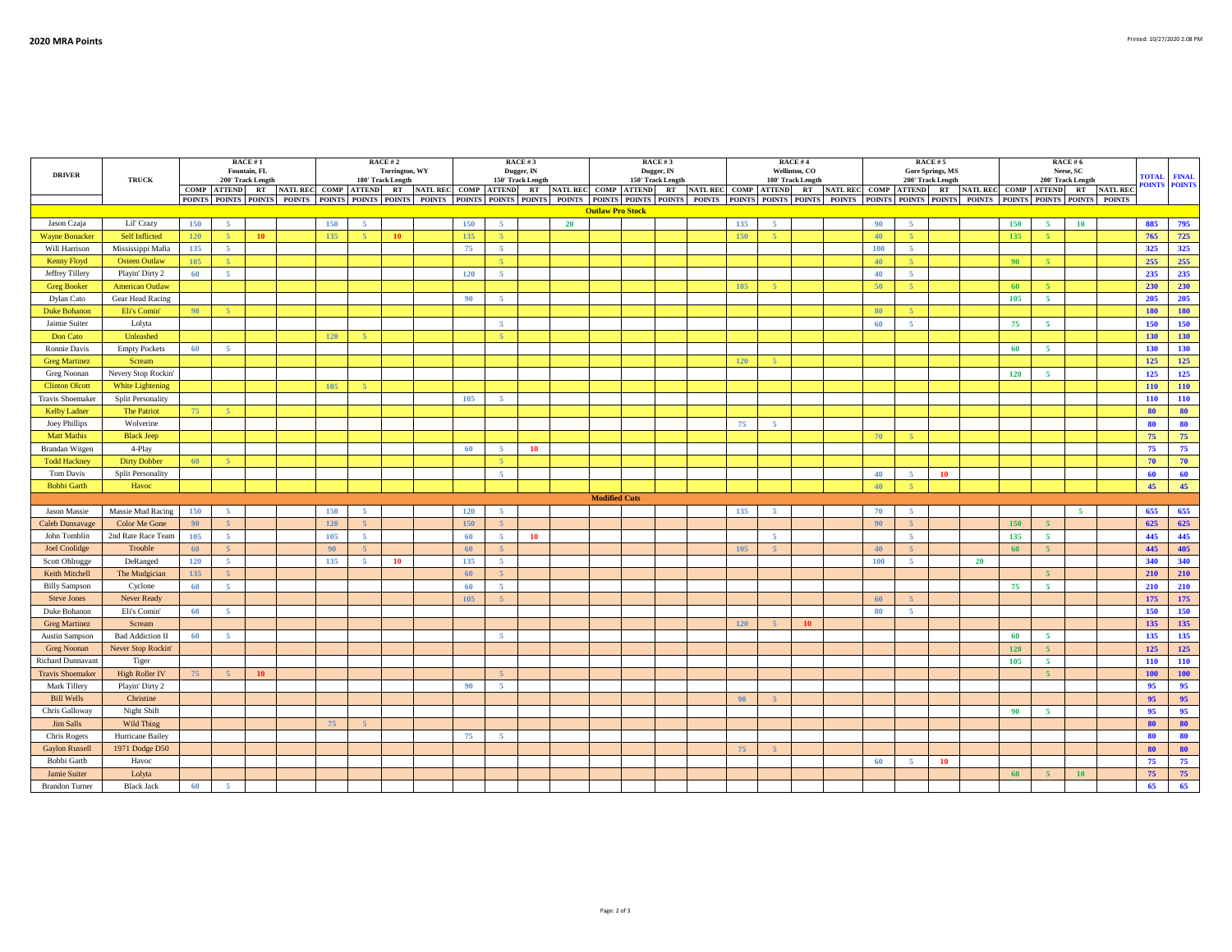# 2020 MRA Points

| DRIVER | TRUCK | RACE # 1 Fountain, FL 200' Track Length | | | | RACE # 2 Torrington, WY 180' Track Length | | | | RACE # 3 Dugger, IN 150' Track Length | | | | RACE # 3 Dugger, IN 150' Track Length | | | | RACE # 4 Wellinton, CO 180' Track Length | | | | RACE # 5 Gore Springs, MS 200' Track Length | | | | RACE # 6 Neese, SC 200' Track Length | | | | TOTAL POINTS | FINAL POINTS |
|---|---|---|---|---|---|---|---|---|---|---|---|---|---|---|---|---|---|---|---|---|---|---|---|---|---|---|---|---|---|---|---|
| | | COMP POINTS | ATTEND POINTS | RT POINTS | NATL REC POINTS | COMP POINTS | ATTEND POINTS | RT POINTS | NATL REC POINTS | COMP POINTS | ATTEND POINTS | RT POINTS | NATL REC POINTS | COMP POINTS | ATTEND POINTS | RT POINTS | NATL REC POINTS | COMP POINTS | ATTEND POINTS | RT POINTS | NATL REC POINTS | COMP POINTS | ATTEND POINTS | RT POINTS | NATL REC POINTS | COMP POINTS | ATTEND POINTS | RT POINTS | NATL REC POINTS | | |
| **Outlaw Pro Stock** | | | | | | | | | | | | | | | | | | | | | | | | | | | | | | | |
| Jason Czaja | Lil' Crazy | 150 | 5 | | | 150 | 5 | | | 150 | 5 | | 20 | | | | | 135 | 5 | | | 90 | 5 | | | 150 | 5 | 10 | | 885 | 795 |
| Wayne Bonacker | Self Inflicted | 120 | 5 | 10 | | 135 | 5 | 10 | | 135 | 5 | | | | | | | 150 | 5 | | | 40 | 5 | | | 135 | 5 | | | 765 | 725 |
| Will Harrison | Mississippi Mafia | 135 | 5 | | | | | | | 75 | 5 | | | | | | | | | | | 100 | 5 | | | | | | | 325 | 325 |
| Kenny Floyd | Osteen Outlaw | 105 | 5 | | | | | | | | 5 | | | | | | | | | | | 40 | 5 | | | 90 | 5 | | | 255 | 255 |
| Jeffrey Tillery | Playin' Dirty 2 | 60 | 5 | | | | | | | 120 | 5 | | | | | | | | | | | 40 | 5 | | | | | | | 235 | 235 |
| Greg Booker | American Outlaw | | | | | | | | | | | | | | | | | 105 | 5 | | | 50 | 5 | | | 60 | 5 | | | 230 | 230 |
| Dylan Cato | Gear Head Racing | | | | | | | | | 90 | 5 | | | | | | | | | | | | | | | 105 | 5 | | | 205 | 205 |
| Duke Bohanon | Eli's Comin' | 90 | 5 | | | | | | | | | | | | | | | | | | | 80 | 5 | | | | | | | 180 | 180 |
| Jaimie Suiter | Lolyta | | | | | | | | | | 5 | | | | | | | | | | | 60 | 5 | | | 75 | 5 | | | 150 | 150 |
| Don Cato | Unleashed | | | | | 120 | 5 | | | | 5 | | | | | | | | | | | | | | | | | | | 130 | 130 |
| Ronnie Davis | Empty Pockets | 60 | 5 | | | | | | | | | | | | | | | | | | | | | | | 60 | 5 | | | 130 | 130 |
| Greg Martinez | Scream | | | | | | | | | | | | | | | | | 120 | 5 | | | | | | | | | | | 125 | 125 |
| Greg Noonan | Nevery Stop Rockin' | | | | | | | | | | | | | | | | | | | | | | | | | 120 | 5 | | | 125 | 125 |
| Clinton Olcott | White Lightening | | | | | 105 | 5 | | | | | | | | | | | | | | | | | | | | | | | 110 | 110 |
| Travis Shoemaker | Split Personality | | | | | | | | | 105 | 5 | | | | | | | | | | | | | | | | | | | 110 | 110 |
| Kelby Ladner | The Patriot | 75 | 5 | | | | | | | | | | | | | | | | | | | | | | | | | | | 80 | 80 |
| Joey Phillips | Wolverine | | | | | | | | | | | | | | | | | 75 | 5 | | | | | | | | | | | 80 | 80 |
| Matt Mathis | Black Jeep | | | | | | | | | | | | | | | | | | | | | 70 | 5 | | | | | | | 75 | 75 |
| Brandan Witgen | 4-Play | | | | | | | | | 60 | 5 | 10 | | | | | | | | | | | | | | | | | | 75 | 75 |
| Todd Hackney | Dirty Dobber | 60 | 5 | | | | | | | | 5 | | | | | | | | | | | | | | | | | | | 70 | 70 |
| Tom Davis | Split Personality | | | | | | | | | | 5 | | | | | | | | | | | 40 | 5 | 10 | | | | | | 60 | 60 |
| Bobbi Garth | Havoc | | | | | | | | | | | | | | | | | | | | | 40 | 5 | | | | | | | 45 | 45 |
| **Modified Cuts** | | | | | | | | | | | | | | | | | | | | | | | | | | | | | | | |
| Jason Massie | Massie Mud Racing | 150 | 5 | | | 150 | 5 | | | 120 | 5 | | | | | | | 135 | 5 | | | 70 | 5 | | | | | 5 | | 655 | 655 |
| Caleb Dunsavage | Color Me Gone | 90 | 5 | | | 120 | 5 | | | 150 | 5 | | | | | | | | | | | 90 | 5 | | | 150 | 5 | | | 625 | 625 |
| John Tomblin | 2nd Rate Race Team | 105 | 5 | | | 105 | 5 | | | 60 | 5 | 10 | | | | | | | 5 | | | | 5 | | | 135 | 5 | | | 445 | 445 |
| Joel Coolidge | Trouble | 60 | 5 | | | 90 | 5 | | | 60 | 5 | | | | | | | 105 | 5 | | | 40 | 5 | | | 60 | 5 | | | 445 | 405 |
| Scott Ohlrogge | DeRanged | 120 | 5 | | | 135 | 5 | 10 | | 135 | 5 | | | | | | | | | | | 100 | 5 | | 20 | | | | | 340 | 340 |
| Keith Mitchell | The Mudgician | 135 | 5 | | | | | | | 60 | 5 | | | | | | | | | | | | | | | | 5 | | | 210 | 210 |
| Billy Sampson | Cyclone | 60 | 5 | | | | | | | 60 | 5 | | | | | | | | | | | | | | | 75 | 5 | | | 210 | 210 |
| Steve Jones | Never Ready | | | | | | | | | 105 | 5 | | | | | | | | | | | 60 | 5 | | | | | | | 175 | 175 |
| Duke Bohanon | Eli's Comin' | 60 | 5 | | | | | | | | | | | | | | | | | | | 80 | 5 | | | | | | | 150 | 150 |
| Greg Martinez | Scream | | | | | | | | | | | | | | | | | 120 | 5 | 10 | | | | | | | | | | 135 | 135 |
| Austin Sampson | Bad Addiction II | 60 | 5 | | | | | | | | 5 | | | | | | | | | | | | | | | 60 | 5 | | | 135 | 135 |
| Greg Noonan | Never Stop Rockin' | | | | | | | | | | | | | | | | | | | | | | | | | 120 | 5 | | | 125 | 125 |
| Richard Dunnavant | Tiger | | | | | | | | | | | | | | | | | | | | | | | | | 105 | 5 | | | 110 | 110 |
| Travis Shoemaker | High Roller IV | 75 | 5 | 10 | | | | | | | 5 | | | | | | | | | | | | | | | | 5 | | | 100 | 100 |
| Mark Tillery | Playin' Dirty 2 | | | | | | | | | 90 | 5 | | | | | | | | | | | | | | | | | | | 95 | 95 |
| Bill Wells | Christine | | | | | | | | | | | | | | | | | 90 | 5 | | | | | | | | | | | 95 | 95 |
| Chris Galloway | Night Shift | | | | | | | | | | | | | | | | | | | | | | | | | 90 | 5 | | | 95 | 95 |
| Jim Salls | Wild Thing | | | | | 75 | 5 | | | | | | | | | | | | | | | | | | | | | | | 80 | 80 |
| Chris Rogers | Hurricane Bailey | | | | | | | | | 75 | 5 | | | | | | | | | | | | | | | | | | | 80 | 80 |
| Gaylon Russell | 1971 Dodge D50 | | | | | | | | | | | | | | | | | 75 | 5 | | | | | | | | | | | 80 | 80 |
| Bobbi Garth | Havoc | | | | | | | | | | | | | | | | | | | | | 60 | 5 | 10 | | | | | | 75 | 75 |
| Jamie Suiter | Lolyta | | | | | | | | | | | | | | | | | | | | | | | | | 60 | 5 | 10 | | 75 | 75 |
| Brandon Turner | Black Jack | 60 | 5 | | | | | | | | | | | | | | | | | | | | | | | | | | | 65 | 65 |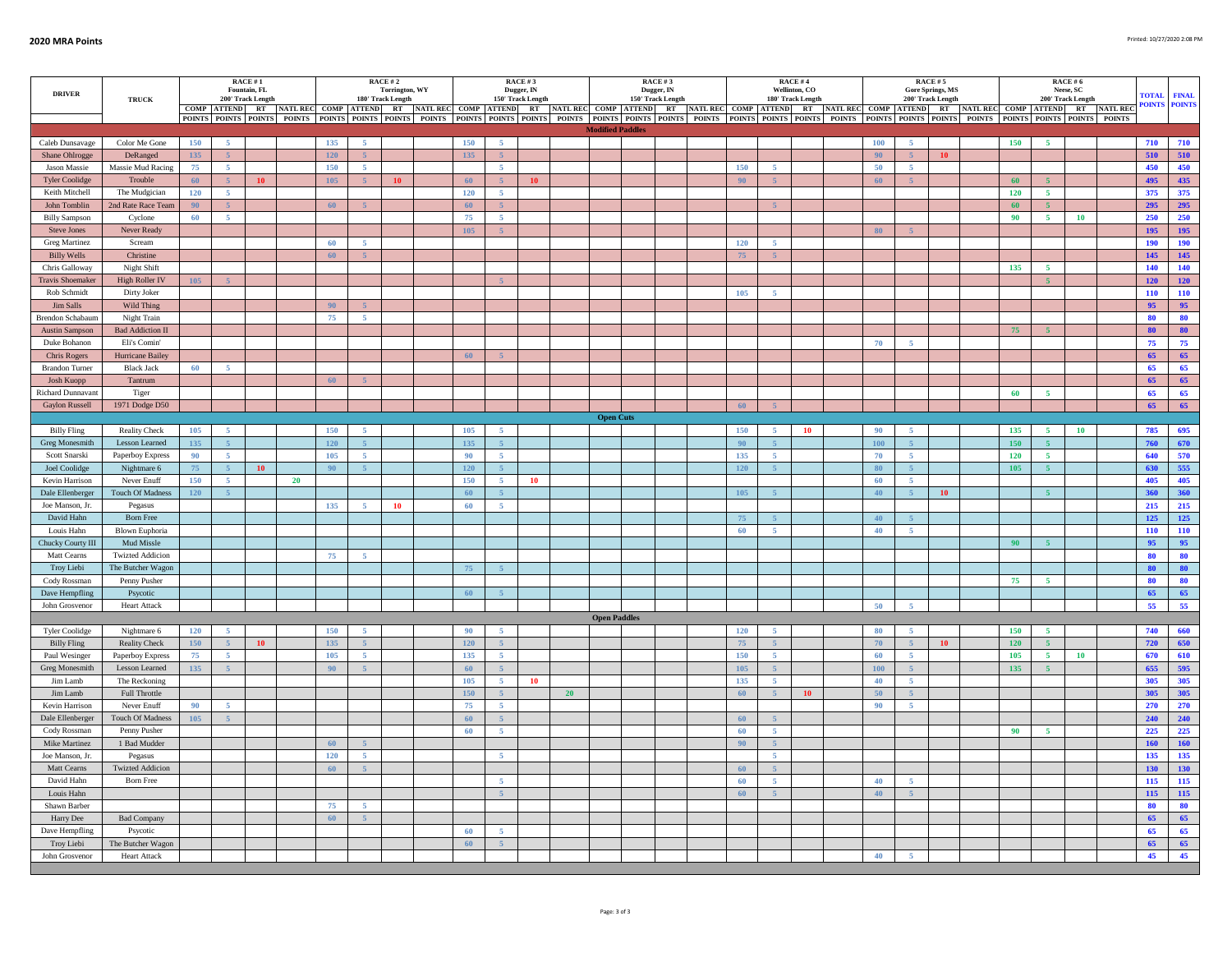| DRIVER | TRUCK | RACE # 1 Fountain, FL 200' Track Length | | | | RACE # 2 Torrington, WY 180' Track Length | | | | RACE # 3 Dugger, IN 150' Track Length | | | | RACE # 3 Dugger, IN 150' Track Length | | | | RACE # 4 Wellinton, CO 180' Track Length | | | | RACE # 5 Gore Springs, MS 200' Track Length | | | | RACE # 6 Neese, SC 200' Track Length | | | | TOTAL POINTS | FINAL POINTS |
|---|---|---|---|---|---|---|---|---|---|---|---|---|---|---|---|---|---|---|---|---|---|---|---|---|---|---|---|---|---|---|---|
| | | COMP POINTS | ATTEND POINTS | RT POINTS | NATL REC POINTS | COMP POINTS | ATTEND POINTS | RT POINTS | NATL REC POINTS | COMP POINTS | ATTEND POINTS | RT POINTS | NATL REC POINTS | COMP POINTS | ATTEND POINTS | RT POINTS | NATL REC POINTS | COMP POINTS | ATTEND POINTS | RT POINTS | NATL REC POINTS | COMP POINTS | ATTEND POINTS | RT POINTS | NATL REC POINTS | COMP POINTS | ATTEND POINTS | RT POINTS | NATL REC POINTS | | |
| **Modified Paddles** | | | | | | | | | | | | | | | | | | | | | | | | | | | | | | | |
| Caleb Dunsavage | Color Me Gone | 150 | 5 | | | 135 | 5 | | | 150 | 5 | | | | | | | | | | | 100 | 5 | | | 150 | 5 | | | 710 | 710 |
| Shane Ohlrogge | DeRanged | 135 | 5 | | | 120 | 5 | | | 135 | 5 | | | | | | | | | | | 90 | 5 | 10 | | | | | | 510 | 510 |
| Jason Massie | Massie Mud Racing | 75 | 5 | | | 150 | 5 | | | | 5 | | | | | | | 150 | 5 | | | 50 | 5 | | | | | | | 450 | 450 |
| Tyler Coolidge | Trouble | 60 | 5 | 10 | | 105 | 5 | 10 | | 60 | 5 | 10 | | | | | | 90 | 5 | | | 60 | 5 | | | 60 | 5 | | | 495 | 435 |
| Keith Mitchell | The Mudgician | 120 | 5 | | | | | | | 120 | 5 | | | | | | | | | | | | | | | 120 | 5 | | | 375 | 375 |
| John Tomblin | 2nd Rate Race Team | 90 | 5 | | | 60 | 5 | | | 60 | 5 | | | | | | | | 5 | | | | | | | 60 | 5 | | | 295 | 295 |
| Billy Sampson | Cyclone | 60 | 5 | | | | | | | 75 | 5 | | | | | | | | | | | | | | | 90 | 5 | 10 | | 250 | 250 |
| Steve Jones | Never Ready | | | | | | | | | 105 | 5 | | | | | | | | | | | 80 | 5 | | | | | | | 195 | 195 |
| Greg Martinez | Scream | | | | | 60 | 5 | | | | | | | | | | | 120 | 5 | | | | | | | | | | | 190 | 190 |
| Billy Wells | Christine | | | | | 60 | 5 | | | | | | | | | | | 75 | 5 | | | | | | | | | | | 145 | 145 |
| Chris Galloway | Night Shift | | | | | | | | | | | | | | | | | | | | | | | | | 135 | 5 | | | 140 | 140 |
| Travis Shoemaker | High Roller IV | 105 | 5 | | | | | | | | 5 | | | | | | | | | | | | | | | | 5 | | | 120 | 120 |
| Rob Schmidt | Dirty Joker | | | | | | | | | | | | | | | | | 105 | 5 | | | | | | | | | | | 110 | 110 |
| Jim Salls | Wild Thing | | | | | 90 | 5 | | | | | | | | | | | | | | | | | | | | | | | 95 | 95 |
| Brendon Schabaum | Night Train | | | | | 75 | 5 | | | | | | | | | | | | | | | | | | | | | | | 80 | 80 |
| Austin Sampson | Bad Addiction II | | | | | | | | | | | | | | | | | | | | | | | | | 75 | 5 | | | 80 | 80 |
| Duke Bohanon | Eli's Comin' | | | | | | | | | | | | | | | | | | | | | 70 | 5 | | | | | | | 75 | 75 |
| Chris Rogers | Hurricane Bailey | | | | | | | | | 60 | 5 | | | | | | | | | | | | | | | | | | | 65 | 65 |
| Brandon Turner | Black Jack | 60 | 5 | | | | | | | | | | | | | | | | | | | | | | | | | | | 65 | 65 |
| Josh Kuopp | Tantrum | | | | | 60 | 5 | | | | | | | | | | | | | | | | | | | | | | | 65 | 65 |
| Richard Dunnavant | Tiger | | | | | | | | | | | | | | | | | | | | | | | | | 60 | 5 | | | 65 | 65 |
| Gaylon Russell | 1971 Dodge D50 | | | | | | | | | | | | | | | | | 60 | 5 | | | | | | | | | | | 65 | 65 |
| **Open Cuts** | | | | | | | | | | | | | | | | | | | | | | | | | | | | | | | |
| Billy Fling | Reality Check | 105 | 5 | | | 150 | 5 | | | 105 | 5 | | | | | | | 150 | 5 | 10 | | 90 | 5 | | | 135 | 5 | 10 | | 785 | 695 |
| Greg Monesmith | Lesson Learned | 135 | 5 | | | 120 | 5 | | | 135 | 5 | | | | | | | 90 | 5 | | | 100 | 5 | | | 150 | 5 | | | 760 | 670 |
| Scott Snarski | Paperboy Express | 90 | 5 | | | 105 | 5 | | | 90 | 5 | | | | | | | 135 | 5 | | | 70 | 5 | | | 120 | 5 | | | 640 | 570 |
| Joel Coolidge | Nightmare 6 | 75 | 5 | 10 | | 90 | 5 | | | 120 | 5 | | | | | | | 120 | 5 | | | 80 | 5 | | | 105 | 5 | | | 630 | 555 |
| Kevin Harrison | Never Enuff | 150 | 5 | | 20 | | | | | 150 | 5 | 10 | | | | | | | | | | 60 | 5 | | | | | | | 405 | 405 |
| Dale Ellenberger | Touch Of Madness | 120 | 5 | | | | | | | 60 | 5 | | | | | | | 105 | 5 | | | 40 | 5 | 10 | | | 5 | | | 360 | 360 |
| Joe Manson, Jr. | Pegasus | | | | | 135 | 5 | 10 | | 60 | 5 | | | | | | | | | | | | | | | | | | | 215 | 215 |
| David Hahn | Born Free | | | | | | | | | | | | | | | | | 75 | 5 | | | 40 | 5 | | | | | | | 125 | 125 |
| Louis Hahn | Blown Euphoria | | | | | | | | | | | | | | | | | 60 | 5 | | | 40 | 5 | | | | | | | 110 | 110 |
| Chucky Courty III | Mud Missle | | | | | | | | | | | | | | | | | | | | | | | | | 90 | 5 | | | 95 | 95 |
| Matt Cearns | Twizted Addicion | | | | | 75 | 5 | | | | | | | | | | | | | | | | | | | | | | | 80 | 80 |
| Troy Liebi | The Butcher Wagon | | | | | | | | | 75 | 5 | | | | | | | | | | | | | | | | | | | 80 | 80 |
| Cody Rossman | Penny Pusher | | | | | | | | | | | | | | | | | | | | | | | | | 75 | 5 | | | 80 | 80 |
| Dave Hempfling | Psycotic | | | | | | | | | 60 | 5 | | | | | | | | | | | | | | | | | | | 65 | 65 |
| John Grosvenor | Heart Attack | | | | | | | | | | | | | | | | | | | | | 50 | 5 | | | | | | | 55 | 55 |
| **Open Paddles** | | | | | | | | | | | | | | | | | | | | | | | | | | | | | | | |
| Tyler Coolidge | Nightmare 6 | 120 | 5 | | | 150 | 5 | | | 90 | 5 | | | | | | | 120 | 5 | | | 80 | 5 | | | 150 | 5 | | | 740 | 660 |
| Billy Fling | Reality Check | 150 | 5 | 10 | | 135 | 5 | | | 120 | 5 | | | | | | | 75 | 5 | | | 70 | 5 | 10 | | 120 | 5 | | | 720 | 650 |
| Paul Wesinger | Paperboy Express | 75 | 5 | | | 105 | 5 | | | 135 | 5 | | | | | | | 150 | 5 | | | 60 | 5 | | | 105 | 5 | 10 | | 670 | 610 |
| Greg Monesmith | Lesson Learned | 135 | 5 | | | 90 | 5 | | | 60 | 5 | | | | | | | 105 | 5 | | | 100 | 5 | | | 135 | 5 | | | 655 | 595 |
| Jim Lamb | The Reckoning | | | | | | | | | 105 | 5 | 10 | | | | | | 135 | 5 | | | 40 | 5 | | | | | | | 305 | 305 |
| Jim Lamb | Full Throttle | | | | | | | | | 150 | 5 | | 20 | | | | | 60 | 5 | 10 | | 50 | 5 | | | | | | | 305 | 305 |
| Kevin Harrison | Never Enuff | 90 | 5 | | | | | | | 75 | 5 | | | | | | | | | | | 90 | 5 | | | | | | | 270 | 270 |
| Dale Ellenberger | Touch Of Madness | 105 | 5 | | | | | | | 60 | 5 | | | | | | | 60 | 5 | | | | | | | | | | | 240 | 240 |
| Cody Rossman | Penny Pusher | | | | | | | | | 60 | 5 | | | | | | | 60 | 5 | | | | | | | 90 | 5 | | | 225 | 225 |
| Mike Martinez | 1 Bad Mudder | | | | | 60 | 5 | | | | | | | | | | | 90 | 5 | | | | | | | | | | | 160 | 160 |
| Joe Manson, Jr. | Pegasus | | | | | 120 | 5 | | | | 5 | | | | | | | | 5 | | | | | | | | | | | 135 | 135 |
| Matt Cearns | Twizted Addicion | | | | | 60 | 5 | | | | | | | | | | | 60 | 5 | | | | | | | | | | | 130 | 130 |
| David Hahn | Born Free | | | | | | | | | | 5 | | | | | | | 60 | 5 | | | 40 | 5 | | | | | | | 115 | 115 |
| Louis Hahn | | | | | | | | | | | 5 | | | | | | | 60 | 5 | | | 40 | 5 | | | | | | | 115 | 115 |
| Shawn Barber | | | | | | 75 | 5 | | | | | | | | | | | | | | | | | | | | | | | 80 | 80 |
| Harry Dee | Bad Company | | | | | 60 | 5 | | | | | | | | | | | | | | | | | | | | | | | 65 | 65 |
| Dave Hempfling | Psycotic | | | | | | | | | 60 | 5 | | | | | | | | | | | | | | | | | | | 65 | 65 |
| Troy Liebi | The Butcher Wagon | | | | | | | | | 60 | 5 | | | | | | | | | | | | | | | | | | | 65 | 65 |
| John Grosvenor | Heart Attack | | | | | | | | | | | | | | | | | | | | | 40 | 5 | | | | | | | 45 | 45 |